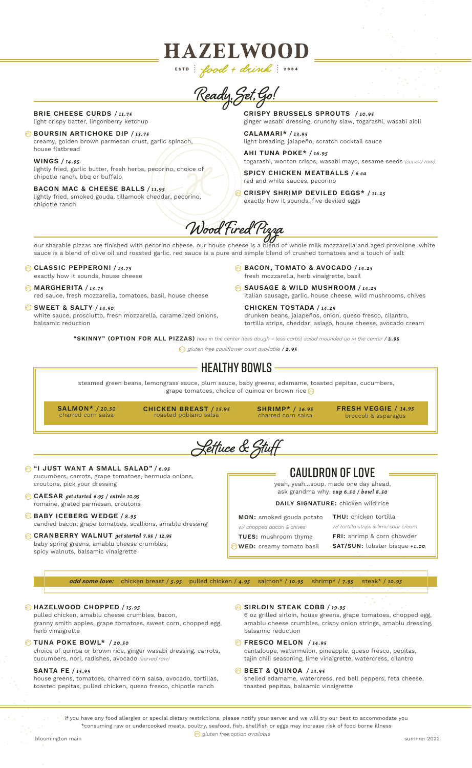# HAZELWOOD

ESTD | *food + drink* | 2004

## Ready, Set, Go!

**BRIE CHEESE CURDS** / *11.75*
light crispy batter, lingonberry ketchup

**BOURSIN ARTICHOKE DIP** / *13.75*
creamy, golden brown parmesan crust, garlic spinach, house flatbread

**WINGS** / *14.95*
lightly fried, garlic butter, fresh herbs, pecorino, choice of chipotle ranch, bbq or buffalo

**BACON MAC & CHEESE BALLS** / *11.95*
lightly fried, smoked gouda, tillamook cheddar, pecorino, chipotle ranch

**CRISPY BRUSSELS SPROUTS** / *10.95*
ginger wasabi dressing, crunchy slaw, togarashi, wasabi aioli

**CALAMARI*** / *13.95*
light breading, jalapeño, scratch cocktail sauce

**AHI TUNA POKE*** / *16.95*
togarashi, wonton crisps, wasabi mayo, sesame seeds *(served raw)*

**SPICY CHICKEN MEATBALLS** / *6 ea*
red and white sauces, pecorino

**CRISPY SHRIMP DEVILED EGGS*** / *11.25*
exactly how it sounds, five deviled eggs

## Wood Fired Pizza

our sharable pizzas are finished with pecorino cheese. our house cheese is a blend of whole milk mozzarella and aged provolone. white sauce is a blend of olive oil and roasted garlic. red sauce is a pure and simple blend of crushed tomatoes and a touch of salt

**CLASSIC PEPPERONI** / *13.75*
exactly how it sounds, house cheese

**MARGHERITA** / *13.75*
red sauce, fresh mozzarella, tomatoes, basil, house cheese

**SWEET & SALTY** / *14.50*
white sauce, prosciutto, fresh mozzarella, caramelized onions, balsamic reduction

**BACON, TOMATO & AVOCADO** / *14.25*
fresh mozzarella, herb vinaigrette, basil

**SAUSAGE & WILD MUSHROOM** / *14.25*
italian sausage, garlic, house cheese, wild mushrooms, chives

**CHICKEN TOSTADA** / *14.25*
drunken beans, jalapeños, onion, queso fresco, cilantro, tortilla strips, cheddar, asiago, house cheese, avocado cream

**"SKINNY" (OPTION FOR ALL PIZZAS)** *hole in the center (less dough = less carbs) salad mounded up in the center* / ***2.95***

*gluten free cauliflower crust available* / ***2.95***

## HEALTHY BOWLS

steamed green beans, lemongrass sauce, plum sauce, baby greens, edamame, toasted pepitas, cucumbers, grape tomatoes, choice of quinoa or brown rice

**SALMON*** / *20.50*
charred corn salsa

**CHICKEN BREAST** / *15.95*
roasted poblano salsa

**SHRIMP*** / *16.95*
charred corn salsa

**FRESH VEGGIE** / *14.95*
broccoli & asparagus

## Lettuce & Stuff

**"I JUST WANT A SMALL SALAD"** / *6.95*
cucumbers, carrots, grape tomatoes, bermuda onions, croutons, pick your dressing

**CAESAR** *get started 6.95 / entrée 10.95*
romaine, grated parmesan, croutons

**BABY ICEBERG WEDGE** / *8.95*
candied bacon, grape tomatoes, scallions, amablu dressing

**CRANBERRY WALNUT** *get started 7.95 / 12.95*
baby spring greens, amablu cheese crumbles, spicy walnuts, balsamic vinaigrette

## CAULDRON OF LOVE

yeah, yeah...soup. made one day ahead, ask grandma why. *cup 6.50 / bowl 8.50*

**DAILY SIGNATURE:** chicken wild rice

**MON:** smoked gouda potato *w/ chopped bacon & chives*

**TUES:** mushroom thyme

**WED:** creamy tomato basil

**THU:** chicken tortilla *w/ tortilla strips & lime sour cream*

**FRI:** shrimp & corn chowder

**SAT/SUN:** lobster bisque *+1.00*

***add some love:*** chicken breast / *5.95* pulled chicken / *4.95* salmon* / *10.95* shrimp* / *7.95* steak* / *10.95*

**HAZELWOOD CHOPPED** / *15.95*
pulled chicken, amablu cheese crumbles, bacon, granny smith apples, grape tomatoes, sweet corn, chopped egg, herb vinaigrette

**TUNA POKE BOWL*** / *20.50*
choice of quinoa or brown rice, ginger wasabi dressing, carrots, cucumbers, nori, radishes, avocado *(served raw)*

**SANTA FE** / *15.95*
house greens, tomatoes, charred corn salsa, avocado, tortillas, toasted pepitas, pulled chicken, queso fresco, chipotle ranch

**SIRLOIN STEAK COBB** / *19.95*
6 oz grilled sirloin, house greens, grape tomatoes, chopped egg, amablu cheese crumbles, crispy onion strings, amablu dressing, balsamic reduction

**FRESCO MELON** / *14.95*
cantaloupe, watermelon, pineapple, queso fresco, pepitas, tajin chili seasoning, lime vinaigrette, watercress, cilantro

**BEET & QUINOA** / *14.95*
shelled edamame, watercress, red bell peppers, feta cheese, toasted pepitas, balsamic vinaigrette

if you have any food allergies or special dietary restrictions, please notify your server and we will try our best to accommodate you
*consuming raw or undercooked meats, poultry, seafood, fish, shellfish or eggs may increase risk of food borne illness

*gluten free option available*

bloomington main

summer 2022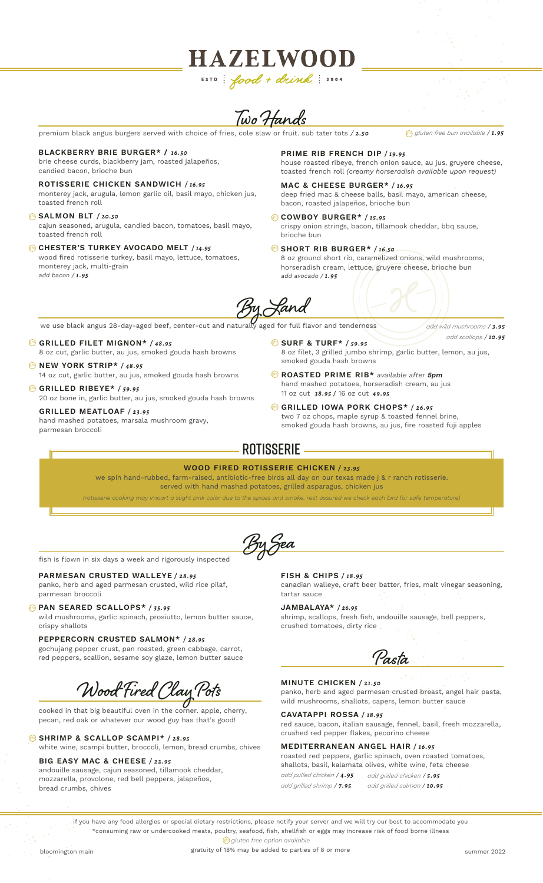# HAZELWOOD

ESTD | *food + drink* | 2004

## Two Hands

premium black angus burgers served with choice of fries, cole slaw or fruit. sub tater tots / *2.50*

*gluten free bun available / 1.95*

**BLACKBERRY BRIE BURGER\* /** *16.50*
brie cheese curds, blackberry jam, roasted jalapeños, candied bacon, brioche bun

**ROTISSERIE CHICKEN SANDWICH /** *16.95*
monterey jack, arugula, lemon garlic oil, basil mayo, chicken jus, toasted french roll

**SALMON BLT /** *20.50*
cajun seasoned, arugula, candied bacon, tomatoes, basil mayo, toasted french roll

**CHESTER'S TURKEY AVOCADO MELT /** *14.95*
wood fired rotisserie turkey, basil mayo, lettuce, tomatoes, monterey jack, multi-grain
*add bacon / 1.95*

**PRIME RIB FRENCH DIP /** *19.95*
house roasted ribeye, french onion sauce, au jus, gruyere cheese, toasted french roll *(creamy horseradish available upon request)*

**MAC & CHEESE BURGER\* /** *16.95*
deep fried mac & cheese balls, basil mayo, american cheese, bacon, roasted jalapeños, brioche bun

**COWBOY BURGER\* /** *15.95*
crispy onion strings, bacon, tillamook cheddar, bbq sauce, brioche bun

**SHORT RIB BURGER\* /** *16.50*
8 oz ground short rib, caramelized onions, wild mushrooms, horseradish cream, lettuce, gruyere cheese, brioche bun
*add avocado / 1.95*

## By Land

we use black angus 28-day-aged beef, center-cut and naturally aged for full flavor and tenderness

*add wild mushrooms / 3.95*
*add scallops / 10.95*

**GRILLED FILET MIGNON\* /** *48.95*
8 oz cut, garlic butter, au jus, smoked gouda hash browns

**NEW YORK STRIP\* /** *48.95*
14 oz cut, garlic butter, au jus, smoked gouda hash browns

**GRILLED RIBEYE\* /** *59.95*
20 oz bone in, garlic butter, au jus, smoked gouda hash browns

**GRILLED MEATLOAF /** *23.95*
hand mashed potatoes, marsala mushroom gravy, parmesan broccoli

**SURF & TURF\* /** *59.95*
8 oz filet, 3 grilled jumbo shrimp, garlic butter, lemon, au jus, smoked gouda hash browns

**ROASTED PRIME RIB\*** *available after **5pm***
hand mashed potatoes, horseradish cream, au jus
11 oz cut ***38.95*** / 16 oz cut ***49.95***

**GRILLED IOWA PORK CHOPS\* /** *26.95*
two 7 oz chops, maple syrup & toasted fennel brine, smoked gouda hash browns, au jus, fire roasted fuji apples

## ROTISSERIE

**WOOD FIRED ROTISSERIE CHICKEN /** *23.95*
we spin hand-rubbed, farm-raised, antibiotic-free birds all day on our texas made j & r ranch rotisserie.
served with hand mashed potatoes, grilled asparagus, chicken jus

*(rotisserie cooking may impart a slight pink color due to the spices and smoke. rest assured we check each bird for safe temperature)*

## By Sea

fish is flown in six days a week and rigorously inspected

**PARMESAN CRUSTED WALLEYE /** *28.95*
panko, herb and aged parmesan crusted, wild rice pilaf, parmesan broccoli

**PAN SEARED SCALLOPS\* /** *35.95*
wild mushrooms, garlic spinach, prosiutto, lemon butter sauce, crispy shallots

**PEPPERCORN CRUSTED SALMON\* /** *28.95*
gochujang pepper crust, pan roasted, green cabbage, carrot, red peppers, scallion, sesame soy glaze, lemon butter sauce

**FISH & CHIPS /** *18.95*
canadian walleye, craft beer batter, fries, malt vinegar seasoning, tartar sauce

**JAMBALAYA\* /** *26.95*
shrimp, scallops, fresh fish, andouille sausage, bell peppers, crushed tomatoes, dirty rice

## Wood Fired Clay Pots

cooked in that big beautiful oven in the corner. apple, cherry, pecan, red oak or whatever our wood guy has that's good!

**SHRIMP & SCALLOP SCAMPI\* /** *28.95*
white wine, scampi butter, broccoli, lemon, bread crumbs, chives

**BIG EASY MAC & CHEESE /** *22.95*
andouille sausage, cajun seasoned, tillamook cheddar, mozzarella, provolone, red bell peppers, jalapeños, bread crumbs, chives

## Pasta

**MINUTE CHICKEN /** *21.50*
panko, herb and aged parmesan crusted breast, angel hair pasta, wild mushrooms, shallots, capers, lemon butter sauce

**CAVATAPPI ROSSA /** *18.95*
red sauce, bacon, italian sausage, fennel, basil, fresh mozzarella, crushed red pepper flakes, pecorino cheese

**MEDITERRANEAN ANGEL HAIR /** *16.95*
roasted red peppers, garlic spinach, oven roasted tomatoes, shallots, basil, kalamata olives, white wine, feta cheese

*add pulled chicken / 4.95* *add grilled chicken / 5.95*
*add grilled shrimp / 7.95* *add grilled salmon / 10.95*

if you have any food allergies or special dietary restrictions, please notify your server and we will try our best to accommodate you
\*consuming raw or undercooked meats, poultry, seafood, fish, shellfish or eggs may increase risk of food borne illness
*gluten free option available*
gratuity of 18% may be added to parties of 8 or more

bloomington main | summer 2022